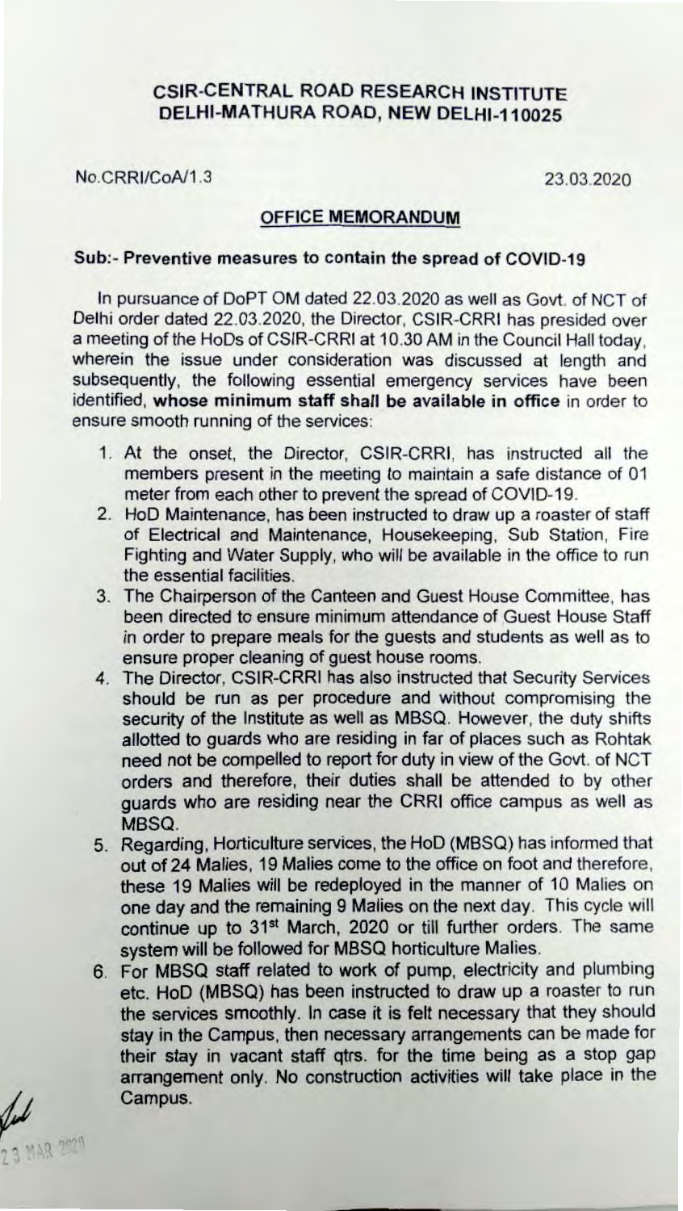# CSIR-CENTRAL ROAD RESEARCH INSTITUTE
## DELHI-MATHURA ROAD, NEW DELHI-110025

No.CRRI/CoA/1.3 23.03.2020

**OFFICE MEMORANDUM**

**Sub:- Preventive measures to contain the spread of COVID-19**

In pursuance of DoPT OM dated 22.03.2020 as well as Govt. of NCT of Delhi order dated 22.03.2020, the Director, CSIR-CRRI has presided over a meeting of the HoDs of CSIR-CRRI at 10.30 AM in the Council Hall today, wherein the issue under consideration was discussed at length and subsequently, the following essential emergency services have been identified, **whose minimum staff shall be available in office** in order to ensure smooth running of the services:

1. At the onset, the Director, CSIR-CRRI, has instructed all the members present in the meeting to maintain a safe distance of 01 meter from each other to prevent the spread of COVID-19.
2. HoD Maintenance, has been instructed to draw up a roaster of staff of Electrical and Maintenance, Housekeeping, Sub Station, Fire Fighting and Water Supply, who will be available in the office to run the essential facilities.
3. The Chairperson of the Canteen and Guest House Committee, has been directed to ensure minimum attendance of Guest House Staff in order to prepare meals for the guests and students as well as to ensure proper cleaning of guest house rooms.
4. The Director, CSIR-CRRI has also instructed that Security Services should be run as per procedure and without compromising the security of the Institute as well as MBSQ. However, the duty shifts allotted to guards who are residing in far of places such as Rohtak need not be compelled to report for duty in view of the Govt. of NCT orders and therefore, their duties shall be attended to by other guards who are residing near the CRRI office campus as well as MBSQ.
5. Regarding, Horticulture services, the HoD (MBSQ) has informed that out of 24 Malies, 19 Malies come to the office on foot and therefore, these 19 Malies will be redeployed in the manner of 10 Malies on one day and the remaining 9 Malies on the next day. This cycle will continue up to 31st March, 2020 or till further orders. The same system will be followed for MBSQ horticulture Malies.
6. For MBSQ staff related to work of pump, electricity and plumbing etc. HoD (MBSQ) has been instructed to draw up a roaster to run the services smoothly. In case it is felt necessary that they should stay in the Campus, then necessary arrangements can be made for their stay in vacant staff qtrs. for the time being as a stop gap arrangement only. No construction activities will take place in the Campus.

23 MAR 2020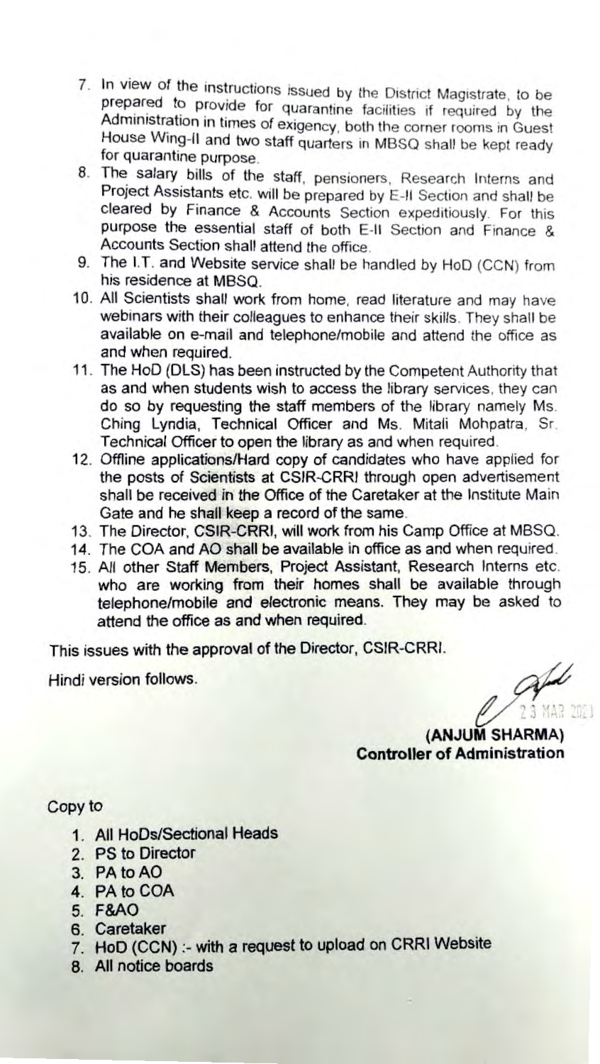7. In view of the instructions issued by the District Magistrate, to be prepared to provide for quarantine facilities if required by the Administration in times of exigency, both the corner rooms in Guest House Wing-II and two staff quarters in MBSQ shall be kept ready for quarantine purpose.
8. The salary bills of the staff, pensioners, Research Interns and Project Assistants etc. will be prepared by E-II Section and shall be cleared by Finance & Accounts Section expeditiously. For this purpose the essential staff of both E-II Section and Finance & Accounts Section shall attend the office.
9. The I.T. and Website service shall be handled by HoD (CCN) from his residence at MBSQ.
10. All Scientists shall work from home, read literature and may have webinars with their colleagues to enhance their skills. They shall be available on e-mail and telephone/mobile and attend the office as and when required.
11. The HoD (DLS) has been instructed by the Competent Authority that as and when students wish to access the library services, they can do so by requesting the staff members of the library namely Ms. Ching Lyndia, Technical Officer and Ms. Mitali Mohpatra, Sr. Technical Officer to open the library as and when required.
12. Offline applications/Hard copy of candidates who have applied for the posts of Scientists at CSIR-CRRI through open advertisement shall be received in the Office of the Caretaker at the Institute Main Gate and he shall keep a record of the same.
13. The Director, CSIR-CRRI, will work from his Camp Office at MBSQ.
14. The COA and AO shall be available in office as and when required.
15. All other Staff Members, Project Assistant, Research Interns etc. who are working from their homes shall be available through telephone/mobile and electronic means. They may be asked to attend the office as and when required.

This issues with the approval of the Director, CSIR-CRRI.

Hindi version follows.

23 MAR 2020

**(ANJUM SHARMA)**
**Controller of Administration**

Copy to

1. All HoDs/Sectional Heads
2. PS to Director
3. PA to AO
4. PA to COA
5. F&AO
6. Caretaker
7. HoD (CCN) :- with a request to upload on CRRI Website
8. All notice boards